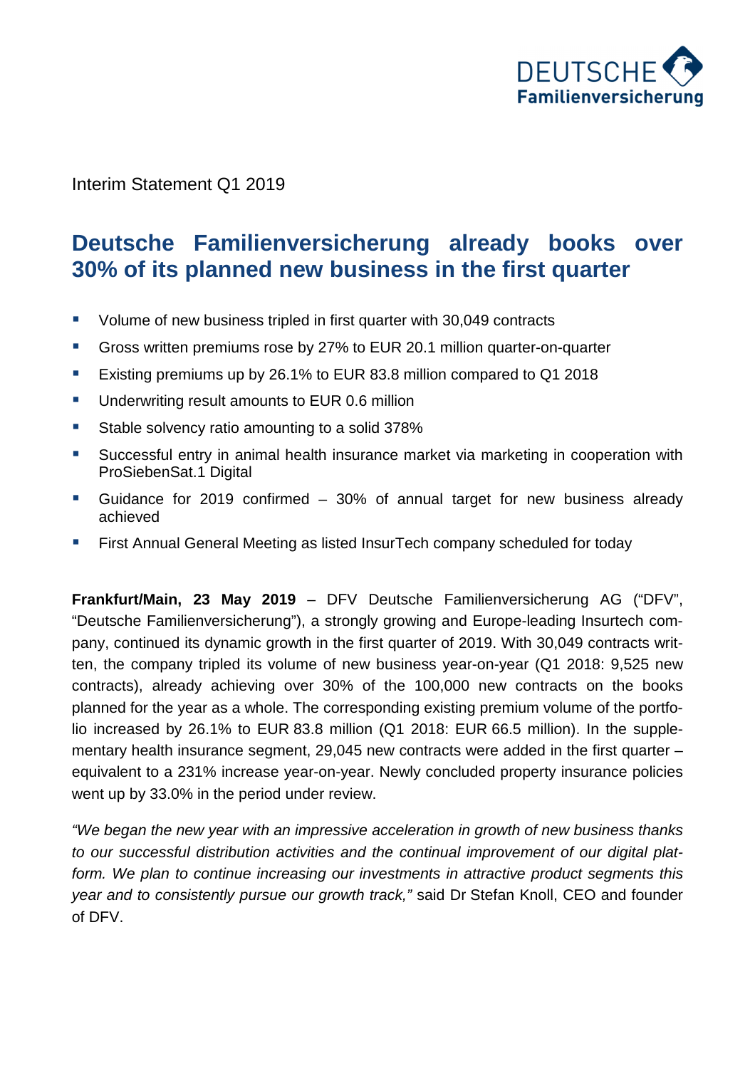Interim Statement Q1 2019

# Deutsche Familienversicherung already books over 30% of its planned new business in the first quarter

- Volume of new business tripled in first quarter with 30,049 contracts
- Gross written premiums rose by 27% to EUR 20.1 million quarter-on-quarter
- Existing premiums up by 26.1% to EUR 83.8 million compared to Q1 2018
- Underwriting result amounts to EUR 0.6 million
- Stable solvency ratio amounting to a solid 378%
- Successful entry in animal health insurance market via marketing in cooperation with ProSiebenSat.1 Digital
- Guidance for 2019 confirmed – 30% of annual target for new business already achieved
- First Annual General Meeting as listed InsurTech company scheduled for today

**Frankfurt/Main, 23 May 2019** – DFV Deutsche Familienversicherung AG ("DFV", "Deutsche Familienversicherung"), a strongly growing and Europe-leading Insurtech company, continued its dynamic growth in the first quarter of 2019. With 30,049 contracts written, the company tripled its volume of new business year-on-year (Q1 2018: 9,525 new contracts), already achieving over 30% of the 100,000 new contracts on the books planned for the year as a whole. The corresponding existing premium volume of the portfolio increased by 26.1% to EUR 83.8 million (Q1 2018: EUR 66.5 million). In the supplementary health insurance segment, 29,045 new contracts were added in the first quarter – equivalent to a 231% increase year-on-year. Newly concluded property insurance policies went up by 33.0% in the period under review.

*"We began the new year with an impressive acceleration in growth of new business thanks to our successful distribution activities and the continual improvement of our digital platform. We plan to continue increasing our investments in attractive product segments this year and to consistently pursue our growth track,"* said Dr Stefan Knoll, CEO and founder of DFV.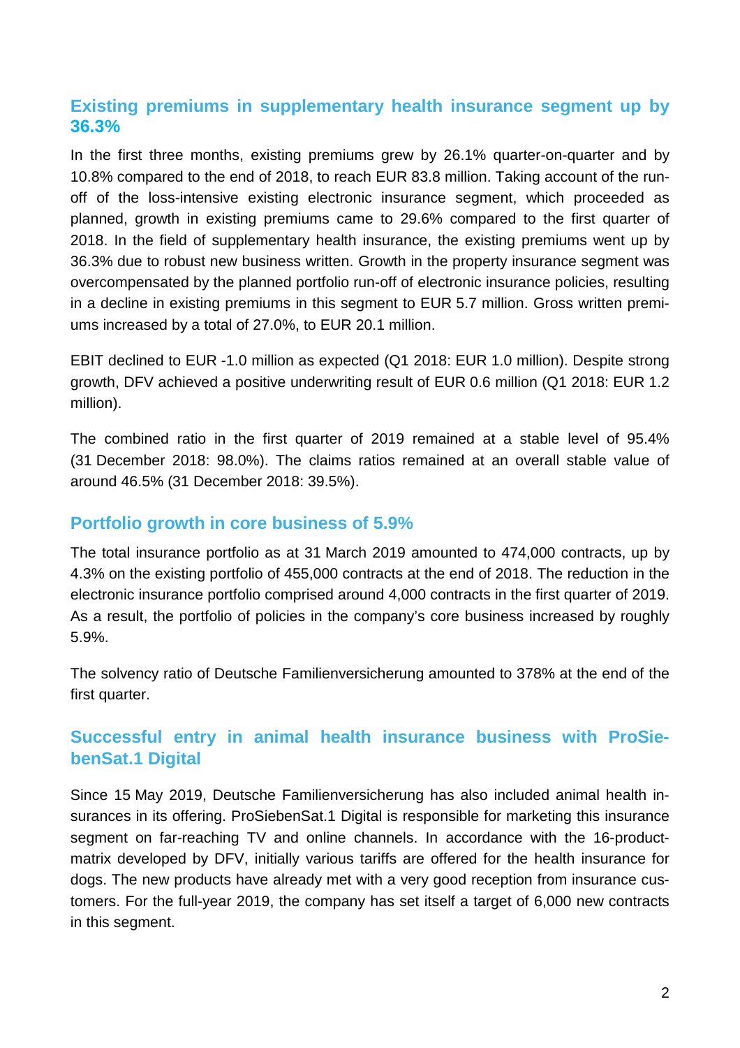## Existing premiums in supplementary health insurance segment up by 36.3%

In the first three months, existing premiums grew by 26.1% quarter-on-quarter and by 10.8% compared to the end of 2018, to reach EUR 83.8 million. Taking account of the run-off of the loss-intensive existing electronic insurance segment, which proceeded as planned, growth in existing premiums came to 29.6% compared to the first quarter of 2018. In the field of supplementary health insurance, the existing premiums went up by 36.3% due to robust new business written. Growth in the property insurance segment was overcompensated by the planned portfolio run-off of electronic insurance policies, resulting in a decline in existing premiums in this segment to EUR 5.7 million. Gross written premiums increased by a total of 27.0%, to EUR 20.1 million.

EBIT declined to EUR -1.0 million as expected (Q1 2018: EUR 1.0 million). Despite strong growth, DFV achieved a positive underwriting result of EUR 0.6 million (Q1 2018: EUR 1.2 million).

The combined ratio in the first quarter of 2019 remained at a stable level of 95.4% (31 December 2018: 98.0%). The claims ratios remained at an overall stable value of around 46.5% (31 December 2018: 39.5%).

## Portfolio growth in core business of 5.9%

The total insurance portfolio as at 31 March 2019 amounted to 474,000 contracts, up by 4.3% on the existing portfolio of 455,000 contracts at the end of 2018. The reduction in the electronic insurance portfolio comprised around 4,000 contracts in the first quarter of 2019. As a result, the portfolio of policies in the company's core business increased by roughly 5.9%.

The solvency ratio of Deutsche Familienversicherung amounted to 378% at the end of the first quarter.

## Successful entry in animal health insurance business with ProSiebenSat.1 Digital

Since 15 May 2019, Deutsche Familienversicherung has also included animal health insurances in its offering. ProSiebenSat.1 Digital is responsible for marketing this insurance segment on far-reaching TV and online channels. In accordance with the 16-product-matrix developed by DFV, initially various tariffs are offered for the health insurance for dogs. The new products have already met with a very good reception from insurance customers. For the full-year 2019, the company has set itself a target of 6,000 new contracts in this segment.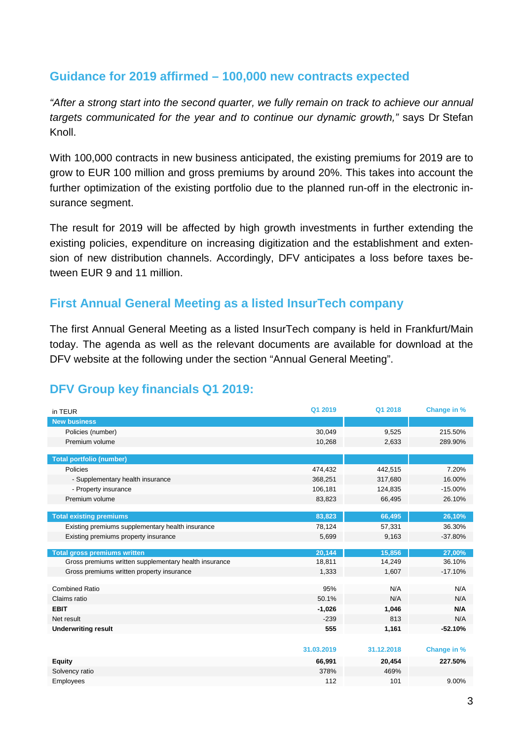## Guidance for 2019 affirmed – 100,000 new contracts expected

*"After a strong start into the second quarter, we fully remain on track to achieve our annual targets communicated for the year and to continue our dynamic growth,"* says Dr Stefan Knoll.

With 100,000 contracts in new business anticipated, the existing premiums for 2019 are to grow to EUR 100 million and gross premiums by around 20%. This takes into account the further optimization of the existing portfolio due to the planned run-off in the electronic insurance segment.

The result for 2019 will be affected by high growth investments in further extending the existing policies, expenditure on increasing digitization and the establishment and extension of new distribution channels. Accordingly, DFV anticipates a loss before taxes between EUR 9 and 11 million.

## First Annual General Meeting as a listed InsurTech company

The first Annual General Meeting as a listed InsurTech company is held in Frankfurt/Main today. The agenda as well as the relevant documents are available for download at the DFV website at the following under the section "Annual General Meeting".

## DFV Group key financials Q1 2019:

| in TEUR | Q1 2019 | Q1 2018 | Change in % |
|---|---|---|---|
| **New business** | | | |
| Policies (number) | 30,049 | 9,525 | 215.50% |
| Premium volume | 10,268 | 2,633 | 289.90% |
| **Total portfolio (number)** | | | |
| Policies | 474,432 | 442,515 | 7.20% |
| - Supplementary health insurance | 368,251 | 317,680 | 16.00% |
| - Property insurance | 106,181 | 124,835 | -15.00% |
| Premium volume | 83,823 | 66,495 | 26.10% |
| **Total existing premiums** | **83,823** | **66,495** | **26,10%** |
| Existing premiums supplementary health insurance | 78,124 | 57,331 | 36.30% |
| Existing premiums property insurance | 5,699 | 9,163 | -37.80% |
| **Total gross premiums written** | **20,144** | **15,856** | **27,00%** |
| Gross premiums written supplementary health insurance | 18,811 | 14,249 | 36.10% |
| Gross premiums written property insurance | 1,333 | 1,607 | -17.10% |
| Combined Ratio | 95% | N/A | N/A |
| Claims ratio | 50.1% | N/A | N/A |
| **EBIT** | **-1,026** | **1,046** | **N/A** |
| Net result | -239 | 813 | N/A |
| **Underwriting result** | **555** | **1,161** | **-52.10%** |
| | **31.03.2019** | **31.12.2018** | **Change in %** |
| **Equity** | **66,991** | **20,454** | **227.50%** |
| Solvency ratio | 378% | 469% | |
| Employees | 112 | 101 | 9.00% |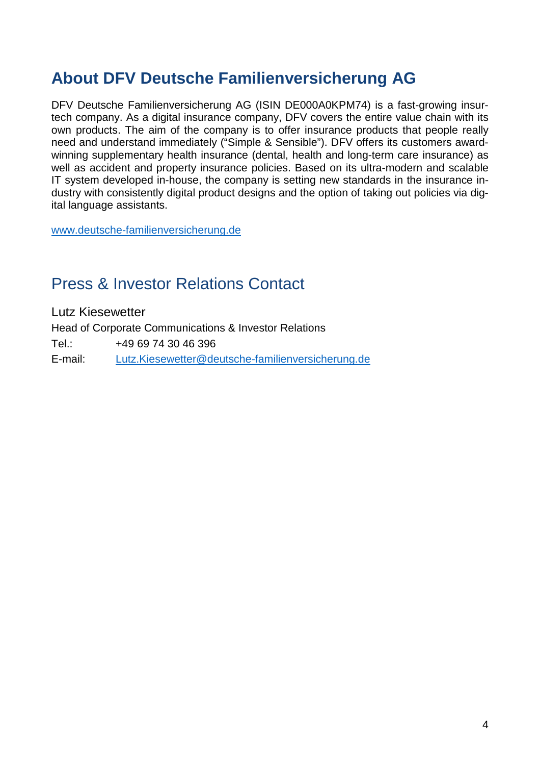## About DFV Deutsche Familienversicherung AG

DFV Deutsche Familienversicherung AG (ISIN DE000A0KPM74) is a fast-growing insurtech company. As a digital insurance company, DFV covers the entire value chain with its own products. The aim of the company is to offer insurance products that people really need and understand immediately ("Simple & Sensible"). DFV offers its customers award-winning supplementary health insurance (dental, health and long-term care insurance) as well as accident and property insurance policies. Based on its ultra-modern and scalable IT system developed in-house, the company is setting new standards in the insurance industry with consistently digital product designs and the option of taking out policies via digital language assistants.

www.deutsche-familienversicherung.de

## Press & Investor Relations Contact

Lutz Kiesewetter

Head of Corporate Communications & Investor Relations

Tel.: +49 69 74 30 46 396

E-mail: Lutz.Kiesewetter@deutsche-familienversicherung.de